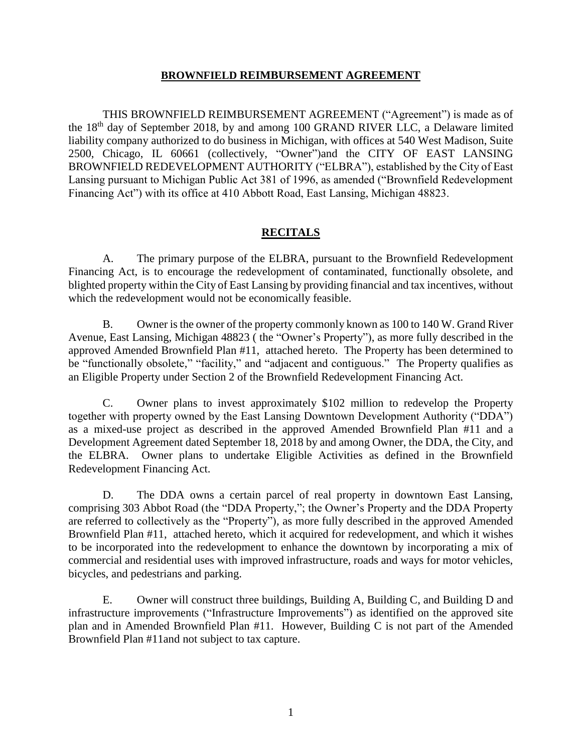# BROWNFIELD REIMBURSEMENT AGREEMENT

THIS BROWNFIELD REIMBURSEMENT AGREEMENT ("Agreement") is made as of the 18th day of September 2018, by and among 100 GRAND RIVER LLC, a Delaware limited liability company authorized to do business in Michigan, with offices at 540 West Madison, Suite 2500, Chicago, IL 60661 (collectively, "Owner")and the CITY OF EAST LANSING BROWNFIELD REDEVELOPMENT AUTHORITY ("ELBRA"), established by the City of East Lansing pursuant to Michigan Public Act 381 of 1996, as amended ("Brownfield Redevelopment Financing Act") with its office at 410 Abbott Road, East Lansing, Michigan 48823.

## RECITALS

A. The primary purpose of the ELBRA, pursuant to the Brownfield Redevelopment Financing Act, is to encourage the redevelopment of contaminated, functionally obsolete, and blighted property within the City of East Lansing by providing financial and tax incentives, without which the redevelopment would not be economically feasible.

B. Owner is the owner of the property commonly known as 100 to 140 W. Grand River Avenue, East Lansing, Michigan 48823 ( the "Owner's Property"), as more fully described in the approved Amended Brownfield Plan #11, attached hereto. The Property has been determined to be "functionally obsolete," "facility," and "adjacent and contiguous." The Property qualifies as an Eligible Property under Section 2 of the Brownfield Redevelopment Financing Act.

C. Owner plans to invest approximately $102 million to redevelop the Property together with property owned by the East Lansing Downtown Development Authority ("DDA") as a mixed-use project as described in the approved Amended Brownfield Plan #11 and a Development Agreement dated September 18, 2018 by and among Owner, the DDA, the City, and the ELBRA. Owner plans to undertake Eligible Activities as defined in the Brownfield Redevelopment Financing Act.

D. The DDA owns a certain parcel of real property in downtown East Lansing, comprising 303 Abbot Road (the "DDA Property,"; the Owner's Property and the DDA Property are referred to collectively as the "Property"), as more fully described in the approved Amended Brownfield Plan #11, attached hereto, which it acquired for redevelopment, and which it wishes to be incorporated into the redevelopment to enhance the downtown by incorporating a mix of commercial and residential uses with improved infrastructure, roads and ways for motor vehicles, bicycles, and pedestrians and parking.

E. Owner will construct three buildings, Building A, Building C, and Building D and infrastructure improvements ("Infrastructure Improvements") as identified on the approved site plan and in Amended Brownfield Plan #11. However, Building C is not part of the Amended Brownfield Plan #11and not subject to tax capture.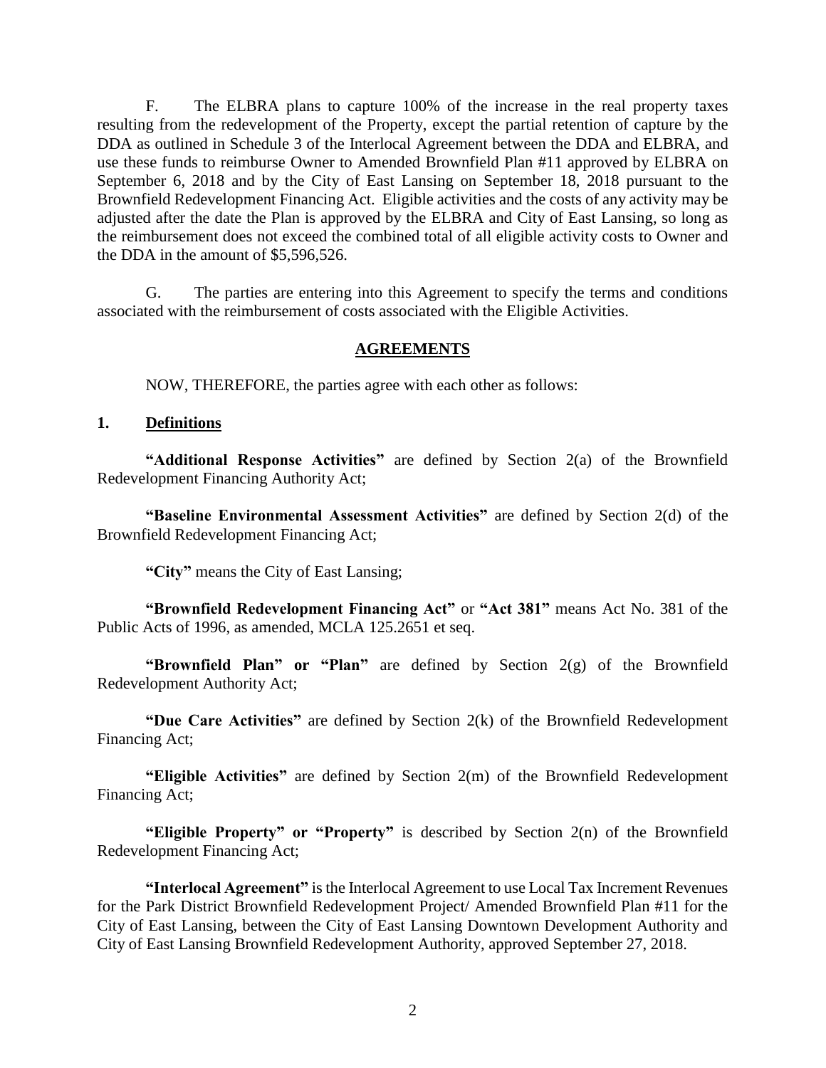F. The ELBRA plans to capture 100% of the increase in the real property taxes resulting from the redevelopment of the Property, except the partial retention of capture by the DDA as outlined in Schedule 3 of the Interlocal Agreement between the DDA and ELBRA, and use these funds to reimburse Owner to Amended Brownfield Plan #11 approved by ELBRA on September 6, 2018 and by the City of East Lansing on September 18, 2018 pursuant to the Brownfield Redevelopment Financing Act. Eligible activities and the costs of any activity may be adjusted after the date the Plan is approved by the ELBRA and City of East Lansing, so long as the reimbursement does not exceed the combined total of all eligible activity costs to Owner and the DDA in the amount of $5,596,526.

G. The parties are entering into this Agreement to specify the terms and conditions associated with the reimbursement of costs associated with the Eligible Activities.

## AGREEMENTS

NOW, THEREFORE, the parties agree with each other as follows:

### 1. Definitions

**"Additional Response Activities"** are defined by Section 2(a) of the Brownfield Redevelopment Financing Authority Act;

**"Baseline Environmental Assessment Activities"** are defined by Section 2(d) of the Brownfield Redevelopment Financing Act;

**"City"** means the City of East Lansing;

**"Brownfield Redevelopment Financing Act"** or **"Act 381"** means Act No. 381 of the Public Acts of 1996, as amended, MCLA 125.2651 et seq.

**"Brownfield Plan" or "Plan"** are defined by Section 2(g) of the Brownfield Redevelopment Authority Act;

**"Due Care Activities"** are defined by Section 2(k) of the Brownfield Redevelopment Financing Act;

**"Eligible Activities"** are defined by Section 2(m) of the Brownfield Redevelopment Financing Act;

**"Eligible Property" or "Property"** is described by Section 2(n) of the Brownfield Redevelopment Financing Act;

**"Interlocal Agreement"** is the Interlocal Agreement to use Local Tax Increment Revenues for the Park District Brownfield Redevelopment Project/ Amended Brownfield Plan #11 for the City of East Lansing, between the City of East Lansing Downtown Development Authority and City of East Lansing Brownfield Redevelopment Authority, approved September 27, 2018.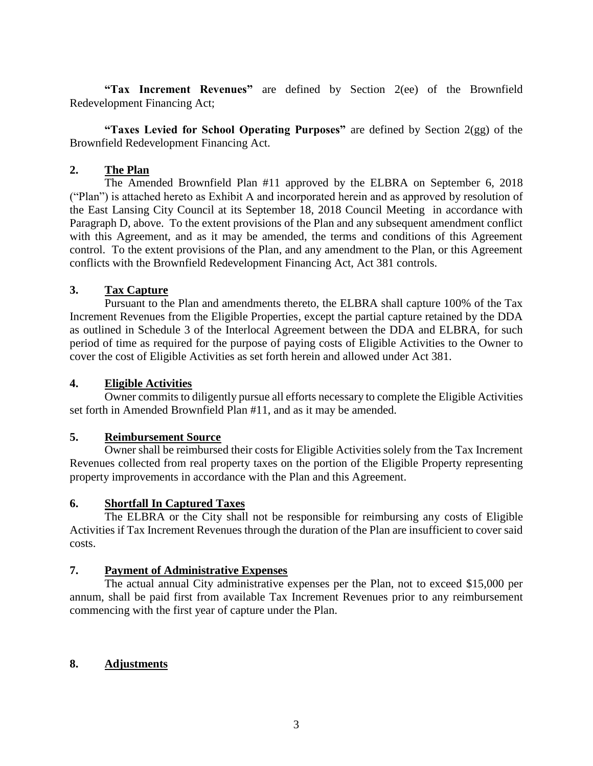**"Tax Increment Revenues"** are defined by Section 2(ee) of the Brownfield Redevelopment Financing Act;

**"Taxes Levied for School Operating Purposes"** are defined by Section 2(gg) of the Brownfield Redevelopment Financing Act.

## 2. The Plan

The Amended Brownfield Plan #11 approved by the ELBRA on September 6, 2018 ("Plan") is attached hereto as Exhibit A and incorporated herein and as approved by resolution of the East Lansing City Council at its September 18, 2018 Council Meeting in accordance with Paragraph D, above. To the extent provisions of the Plan and any subsequent amendment conflict with this Agreement, and as it may be amended, the terms and conditions of this Agreement control. To the extent provisions of the Plan, and any amendment to the Plan, or this Agreement conflicts with the Brownfield Redevelopment Financing Act, Act 381 controls.

## 3. Tax Capture

Pursuant to the Plan and amendments thereto, the ELBRA shall capture 100% of the Tax Increment Revenues from the Eligible Properties, except the partial capture retained by the DDA as outlined in Schedule 3 of the Interlocal Agreement between the DDA and ELBRA, for such period of time as required for the purpose of paying costs of Eligible Activities to the Owner to cover the cost of Eligible Activities as set forth herein and allowed under Act 381.

## 4. Eligible Activities

Owner commits to diligently pursue all efforts necessary to complete the Eligible Activities set forth in Amended Brownfield Plan #11, and as it may be amended.

## 5. Reimbursement Source

Owner shall be reimbursed their costs for Eligible Activities solely from the Tax Increment Revenues collected from real property taxes on the portion of the Eligible Property representing property improvements in accordance with the Plan and this Agreement.

## 6. Shortfall In Captured Taxes

The ELBRA or the City shall not be responsible for reimbursing any costs of Eligible Activities if Tax Increment Revenues through the duration of the Plan are insufficient to cover said costs.

## 7. Payment of Administrative Expenses

The actual annual City administrative expenses per the Plan, not to exceed $15,000 per annum, shall be paid first from available Tax Increment Revenues prior to any reimbursement commencing with the first year of capture under the Plan.

## 8. Adjustments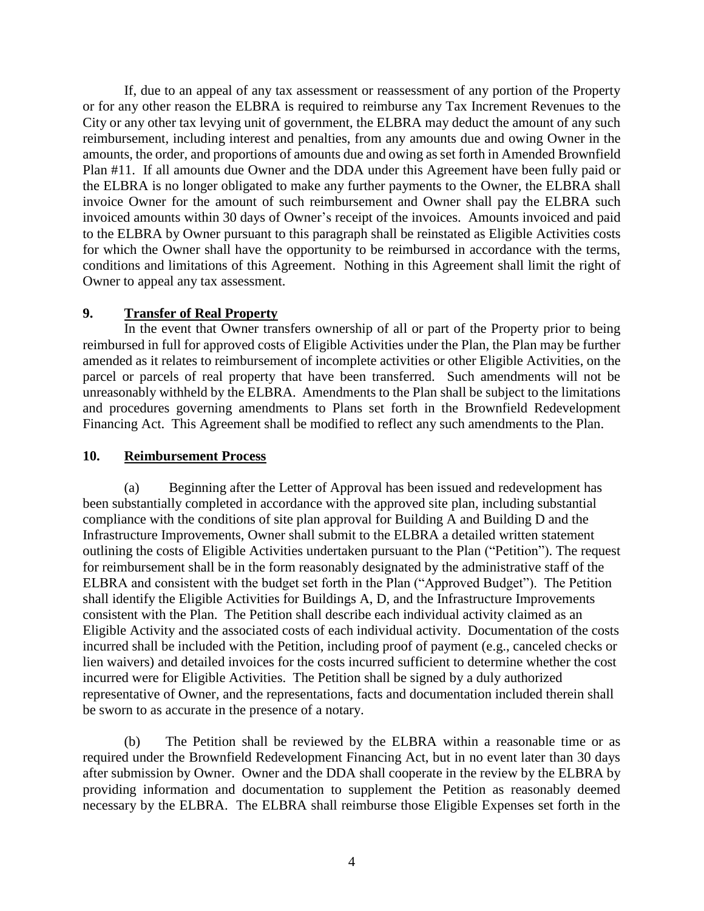If, due to an appeal of any tax assessment or reassessment of any portion of the Property or for any other reason the ELBRA is required to reimburse any Tax Increment Revenues to the City or any other tax levying unit of government, the ELBRA may deduct the amount of any such reimbursement, including interest and penalties, from any amounts due and owing Owner in the amounts, the order, and proportions of amounts due and owing as set forth in Amended Brownfield Plan #11. If all amounts due Owner and the DDA under this Agreement have been fully paid or the ELBRA is no longer obligated to make any further payments to the Owner, the ELBRA shall invoice Owner for the amount of such reimbursement and Owner shall pay the ELBRA such invoiced amounts within 30 days of Owner's receipt of the invoices. Amounts invoiced and paid to the ELBRA by Owner pursuant to this paragraph shall be reinstated as Eligible Activities costs for which the Owner shall have the opportunity to be reimbursed in accordance with the terms, conditions and limitations of this Agreement. Nothing in this Agreement shall limit the right of Owner to appeal any tax assessment.

## 9. <u>Transfer of Real Property</u>

In the event that Owner transfers ownership of all or part of the Property prior to being reimbursed in full for approved costs of Eligible Activities under the Plan, the Plan may be further amended as it relates to reimbursement of incomplete activities or other Eligible Activities, on the parcel or parcels of real property that have been transferred. Such amendments will not be unreasonably withheld by the ELBRA. Amendments to the Plan shall be subject to the limitations and procedures governing amendments to Plans set forth in the Brownfield Redevelopment Financing Act. This Agreement shall be modified to reflect any such amendments to the Plan.

## 10. <u>Reimbursement Process</u>

(a) Beginning after the Letter of Approval has been issued and redevelopment has been substantially completed in accordance with the approved site plan, including substantial compliance with the conditions of site plan approval for Building A and Building D and the Infrastructure Improvements, Owner shall submit to the ELBRA a detailed written statement outlining the costs of Eligible Activities undertaken pursuant to the Plan ("Petition"). The request for reimbursement shall be in the form reasonably designated by the administrative staff of the ELBRA and consistent with the budget set forth in the Plan ("Approved Budget"). The Petition shall identify the Eligible Activities for Buildings A, D, and the Infrastructure Improvements consistent with the Plan. The Petition shall describe each individual activity claimed as an Eligible Activity and the associated costs of each individual activity. Documentation of the costs incurred shall be included with the Petition, including proof of payment (e.g., canceled checks or lien waivers) and detailed invoices for the costs incurred sufficient to determine whether the cost incurred were for Eligible Activities. The Petition shall be signed by a duly authorized representative of Owner, and the representations, facts and documentation included therein shall be sworn to as accurate in the presence of a notary.

(b) The Petition shall be reviewed by the ELBRA within a reasonable time or as required under the Brownfield Redevelopment Financing Act, but in no event later than 30 days after submission by Owner. Owner and the DDA shall cooperate in the review by the ELBRA by providing information and documentation to supplement the Petition as reasonably deemed necessary by the ELBRA. The ELBRA shall reimburse those Eligible Expenses set forth in the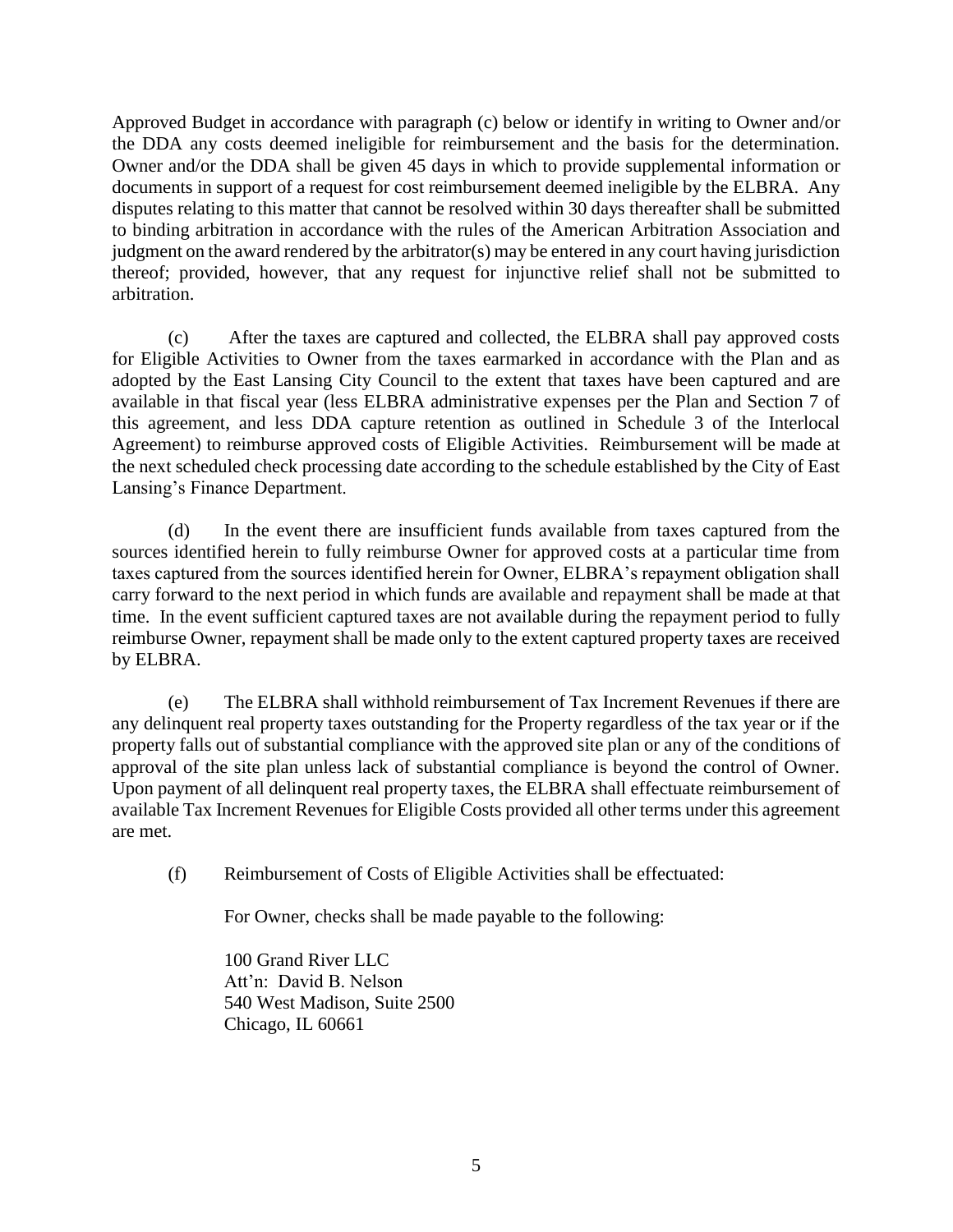Approved Budget in accordance with paragraph (c) below or identify in writing to Owner and/or the DDA any costs deemed ineligible for reimbursement and the basis for the determination. Owner and/or the DDA shall be given 45 days in which to provide supplemental information or documents in support of a request for cost reimbursement deemed ineligible by the ELBRA. Any disputes relating to this matter that cannot be resolved within 30 days thereafter shall be submitted to binding arbitration in accordance with the rules of the American Arbitration Association and judgment on the award rendered by the arbitrator(s) may be entered in any court having jurisdiction thereof; provided, however, that any request for injunctive relief shall not be submitted to arbitration.

(c) After the taxes are captured and collected, the ELBRA shall pay approved costs for Eligible Activities to Owner from the taxes earmarked in accordance with the Plan and as adopted by the East Lansing City Council to the extent that taxes have been captured and are available in that fiscal year (less ELBRA administrative expenses per the Plan and Section 7 of this agreement, and less DDA capture retention as outlined in Schedule 3 of the Interlocal Agreement) to reimburse approved costs of Eligible Activities. Reimbursement will be made at the next scheduled check processing date according to the schedule established by the City of East Lansing's Finance Department.

(d) In the event there are insufficient funds available from taxes captured from the sources identified herein to fully reimburse Owner for approved costs at a particular time from taxes captured from the sources identified herein for Owner, ELBRA's repayment obligation shall carry forward to the next period in which funds are available and repayment shall be made at that time. In the event sufficient captured taxes are not available during the repayment period to fully reimburse Owner, repayment shall be made only to the extent captured property taxes are received by ELBRA.

(e) The ELBRA shall withhold reimbursement of Tax Increment Revenues if there are any delinquent real property taxes outstanding for the Property regardless of the tax year or if the property falls out of substantial compliance with the approved site plan or any of the conditions of approval of the site plan unless lack of substantial compliance is beyond the control of Owner. Upon payment of all delinquent real property taxes, the ELBRA shall effectuate reimbursement of available Tax Increment Revenues for Eligible Costs provided all other terms under this agreement are met.

(f) Reimbursement of Costs of Eligible Activities shall be effectuated:

For Owner, checks shall be made payable to the following:

100 Grand River LLC
Att'n: David B. Nelson
540 West Madison, Suite 2500
Chicago, IL 60661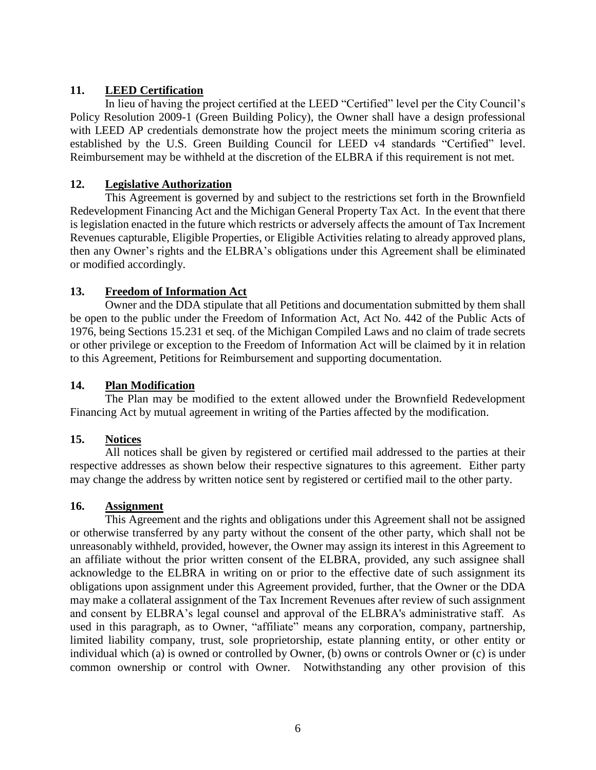## 11. **LEED Certification**

In lieu of having the project certified at the LEED "Certified" level per the City Council's Policy Resolution 2009-1 (Green Building Policy), the Owner shall have a design professional with LEED AP credentials demonstrate how the project meets the minimum scoring criteria as established by the U.S. Green Building Council for LEED v4 standards "Certified" level. Reimbursement may be withheld at the discretion of the ELBRA if this requirement is not met.

## 12. **Legislative Authorization**

This Agreement is governed by and subject to the restrictions set forth in the Brownfield Redevelopment Financing Act and the Michigan General Property Tax Act. In the event that there is legislation enacted in the future which restricts or adversely affects the amount of Tax Increment Revenues capturable, Eligible Properties, or Eligible Activities relating to already approved plans, then any Owner's rights and the ELBRA's obligations under this Agreement shall be eliminated or modified accordingly.

## 13. **Freedom of Information Act**

Owner and the DDA stipulate that all Petitions and documentation submitted by them shall be open to the public under the Freedom of Information Act, Act No. 442 of the Public Acts of 1976, being Sections 15.231 et seq. of the Michigan Compiled Laws and no claim of trade secrets or other privilege or exception to the Freedom of Information Act will be claimed by it in relation to this Agreement, Petitions for Reimbursement and supporting documentation.

## 14. **Plan Modification**

The Plan may be modified to the extent allowed under the Brownfield Redevelopment Financing Act by mutual agreement in writing of the Parties affected by the modification.

## 15. **Notices**

All notices shall be given by registered or certified mail addressed to the parties at their respective addresses as shown below their respective signatures to this agreement. Either party may change the address by written notice sent by registered or certified mail to the other party.

## 16. **Assignment**

This Agreement and the rights and obligations under this Agreement shall not be assigned or otherwise transferred by any party without the consent of the other party, which shall not be unreasonably withheld, provided, however, the Owner may assign its interest in this Agreement to an affiliate without the prior written consent of the ELBRA, provided, any such assignee shall acknowledge to the ELBRA in writing on or prior to the effective date of such assignment its obligations upon assignment under this Agreement provided, further, that the Owner or the DDA may make a collateral assignment of the Tax Increment Revenues after review of such assignment and consent by ELBRA's legal counsel and approval of the ELBRA's administrative staff. As used in this paragraph, as to Owner, "affiliate" means any corporation, company, partnership, limited liability company, trust, sole proprietorship, estate planning entity, or other entity or individual which (a) is owned or controlled by Owner, (b) owns or controls Owner or (c) is under common ownership or control with Owner. Notwithstanding any other provision of this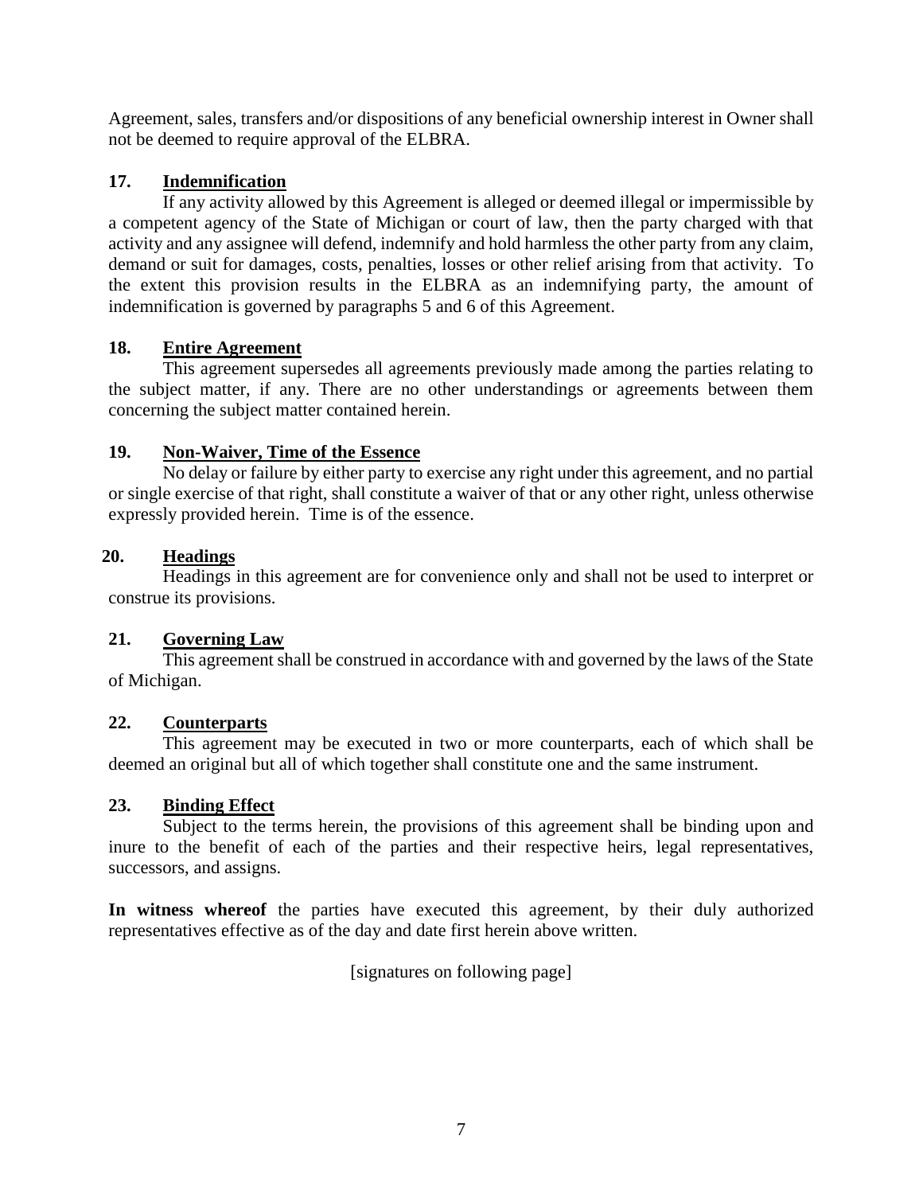Agreement, sales, transfers and/or dispositions of any beneficial ownership interest in Owner shall not be deemed to require approval of the ELBRA.

**17. Indemnification**

If any activity allowed by this Agreement is alleged or deemed illegal or impermissible by a competent agency of the State of Michigan or court of law, then the party charged with that activity and any assignee will defend, indemnify and hold harmless the other party from any claim, demand or suit for damages, costs, penalties, losses or other relief arising from that activity. To the extent this provision results in the ELBRA as an indemnifying party, the amount of indemnification is governed by paragraphs 5 and 6 of this Agreement.

**18. Entire Agreement**

This agreement supersedes all agreements previously made among the parties relating to the subject matter, if any. There are no other understandings or agreements between them concerning the subject matter contained herein.

**19. Non-Waiver, Time of the Essence**

No delay or failure by either party to exercise any right under this agreement, and no partial or single exercise of that right, shall constitute a waiver of that or any other right, unless otherwise expressly provided herein. Time is of the essence.

**20. Headings**

Headings in this agreement are for convenience only and shall not be used to interpret or construe its provisions.

**21. Governing Law**

This agreement shall be construed in accordance with and governed by the laws of the State of Michigan.

**22. Counterparts**

This agreement may be executed in two or more counterparts, each of which shall be deemed an original but all of which together shall constitute one and the same instrument.

**23. Binding Effect**

Subject to the terms herein, the provisions of this agreement shall be binding upon and inure to the benefit of each of the parties and their respective heirs, legal representatives, successors, and assigns.

**In witness whereof** the parties have executed this agreement, by their duly authorized representatives effective as of the day and date first herein above written.

[signatures on following page]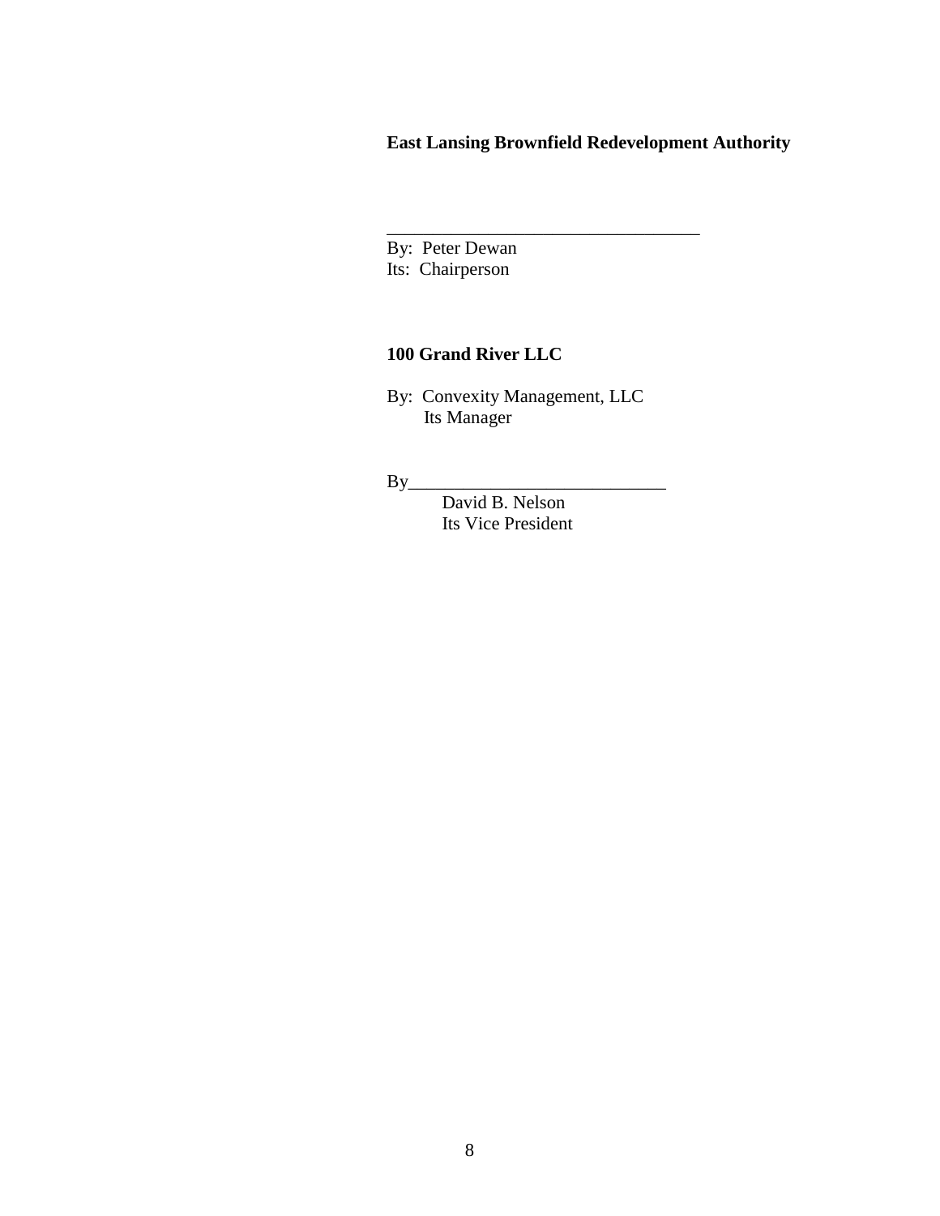**East Lansing Brownfield Redevelopment Authority**

\_\_\_\_\_\_\_\_\_\_\_\_\_\_\_\_\_\_\_\_\_\_\_\_\_\_\_\_\_\_\_\_\_\_\_

By: Peter Dewan
Its: Chairperson

**100 Grand River LLC**

By: Convexity Management, LLC
Its Manager

By\_\_\_\_\_\_\_\_\_\_\_\_\_\_\_\_\_\_\_\_\_\_\_\_\_\_\_\_

David B. Nelson
Its Vice President